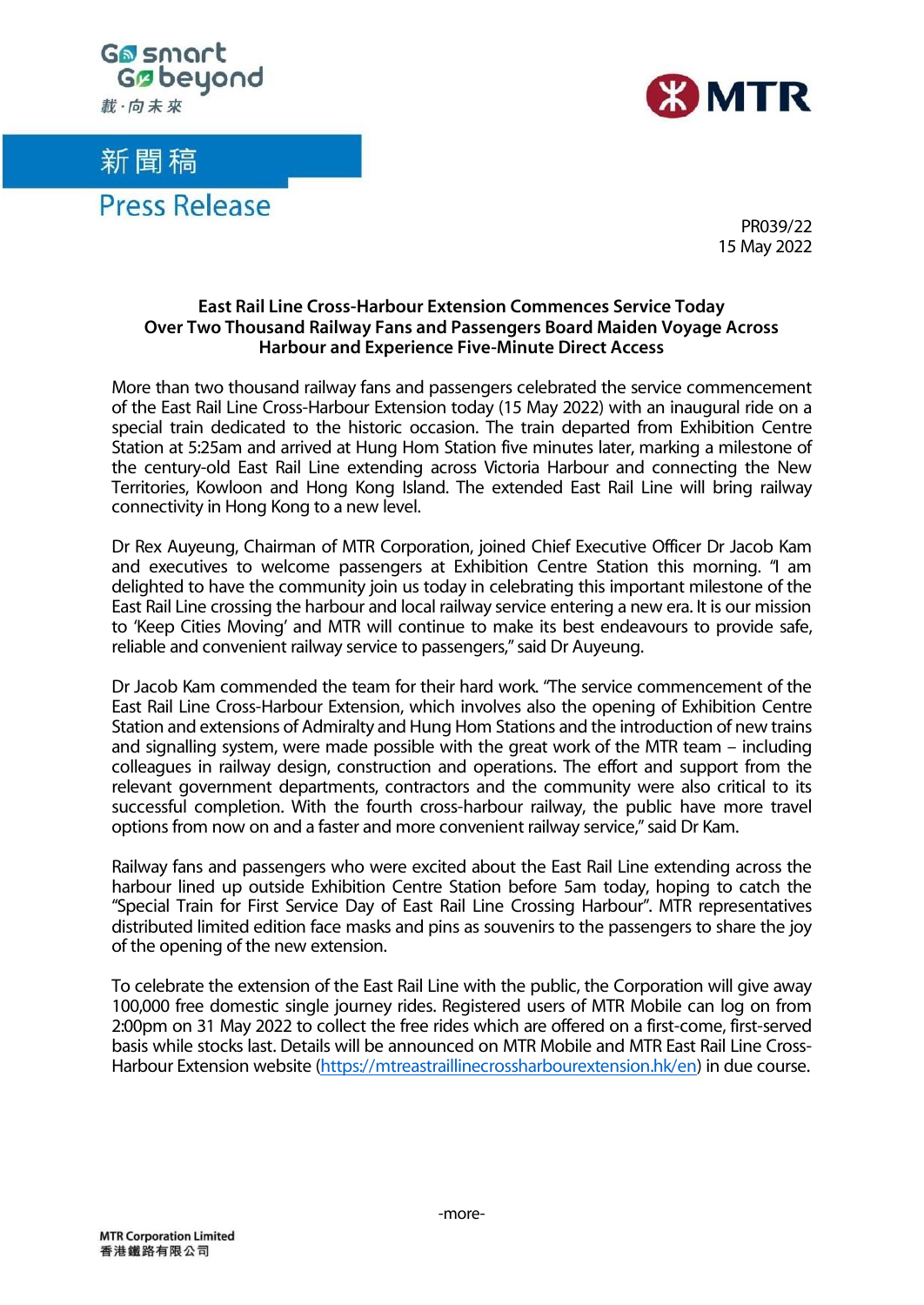新聞稿

Press Release

PR039/22
15 May 2022

**East Rail Line Cross-Harbour Extension Commences Service Today**
**Over Two Thousand Railway Fans and Passengers Board Maiden Voyage Across Harbour and Experience Five-Minute Direct Access**

More than two thousand railway fans and passengers celebrated the service commencement of the East Rail Line Cross-Harbour Extension today (15 May 2022) with an inaugural ride on a special train dedicated to the historic occasion. The train departed from Exhibition Centre Station at 5:25am and arrived at Hung Hom Station five minutes later, marking a milestone of the century-old East Rail Line extending across Victoria Harbour and connecting the New Territories, Kowloon and Hong Kong Island. The extended East Rail Line will bring railway connectivity in Hong Kong to a new level.

Dr Rex Auyeung, Chairman of MTR Corporation, joined Chief Executive Officer Dr Jacob Kam and executives to welcome passengers at Exhibition Centre Station this morning. "I am delighted to have the community join us today in celebrating this important milestone of the East Rail Line crossing the harbour and local railway service entering a new era. It is our mission to 'Keep Cities Moving' and MTR will continue to make its best endeavours to provide safe, reliable and convenient railway service to passengers," said Dr Auyeung.

Dr Jacob Kam commended the team for their hard work. "The service commencement of the East Rail Line Cross-Harbour Extension, which involves also the opening of Exhibition Centre Station and extensions of Admiralty and Hung Hom Stations and the introduction of new trains and signalling system, were made possible with the great work of the MTR team – including colleagues in railway design, construction and operations. The effort and support from the relevant government departments, contractors and the community were also critical to its successful completion. With the fourth cross-harbour railway, the public have more travel options from now on and a faster and more convenient railway service," said Dr Kam.

Railway fans and passengers who were excited about the East Rail Line extending across the harbour lined up outside Exhibition Centre Station before 5am today, hoping to catch the "Special Train for First Service Day of East Rail Line Crossing Harbour". MTR representatives distributed limited edition face masks and pins as souvenirs to the passengers to share the joy of the opening of the new extension.

To celebrate the extension of the East Rail Line with the public, the Corporation will give away 100,000 free domestic single journey rides. Registered users of MTR Mobile can log on from 2:00pm on 31 May 2022 to collect the free rides which are offered on a first-come, first-served basis while stocks last. Details will be announced on MTR Mobile and MTR East Rail Line Cross-Harbour Extension website (https://mtreastraillinecrossharbourextension.hk/en) in due course.

-more-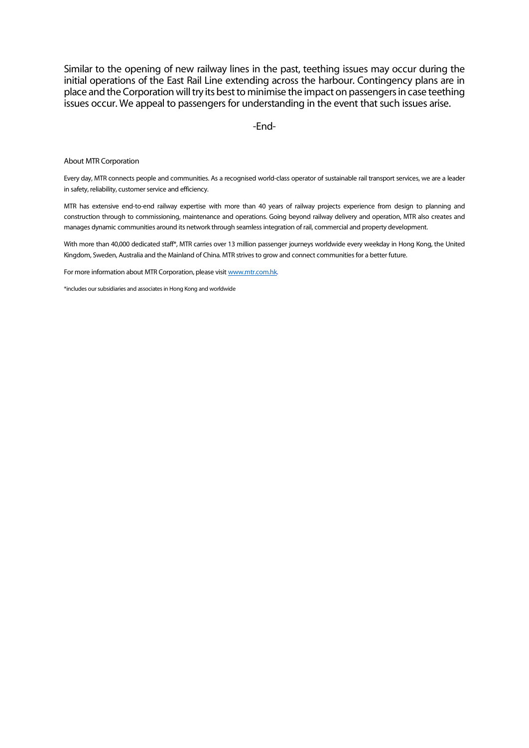Similar to the opening of new railway lines in the past, teething issues may occur during the initial operations of the East Rail Line extending across the harbour. Contingency plans are in place and the Corporation will try its best to minimise the impact on passengers in case teething issues occur. We appeal to passengers for understanding in the event that such issues arise.

-End-

About MTR Corporation

Every day, MTR connects people and communities. As a recognised world-class operator of sustainable rail transport services, we are a leader in safety, reliability, customer service and efficiency.

MTR has extensive end-to-end railway expertise with more than 40 years of railway projects experience from design to planning and construction through to commissioning, maintenance and operations. Going beyond railway delivery and operation, MTR also creates and manages dynamic communities around its network through seamless integration of rail, commercial and property development.

With more than 40,000 dedicated staff*, MTR carries over 13 million passenger journeys worldwide every weekday in Hong Kong, the United Kingdom, Sweden, Australia and the Mainland of China. MTR strives to grow and connect communities for a better future.

For more information about MTR Corporation, please visit [www.mtr.com.hk](http://www.mtr.com.hk).

*includes our subsidiaries and associates in Hong Kong and worldwide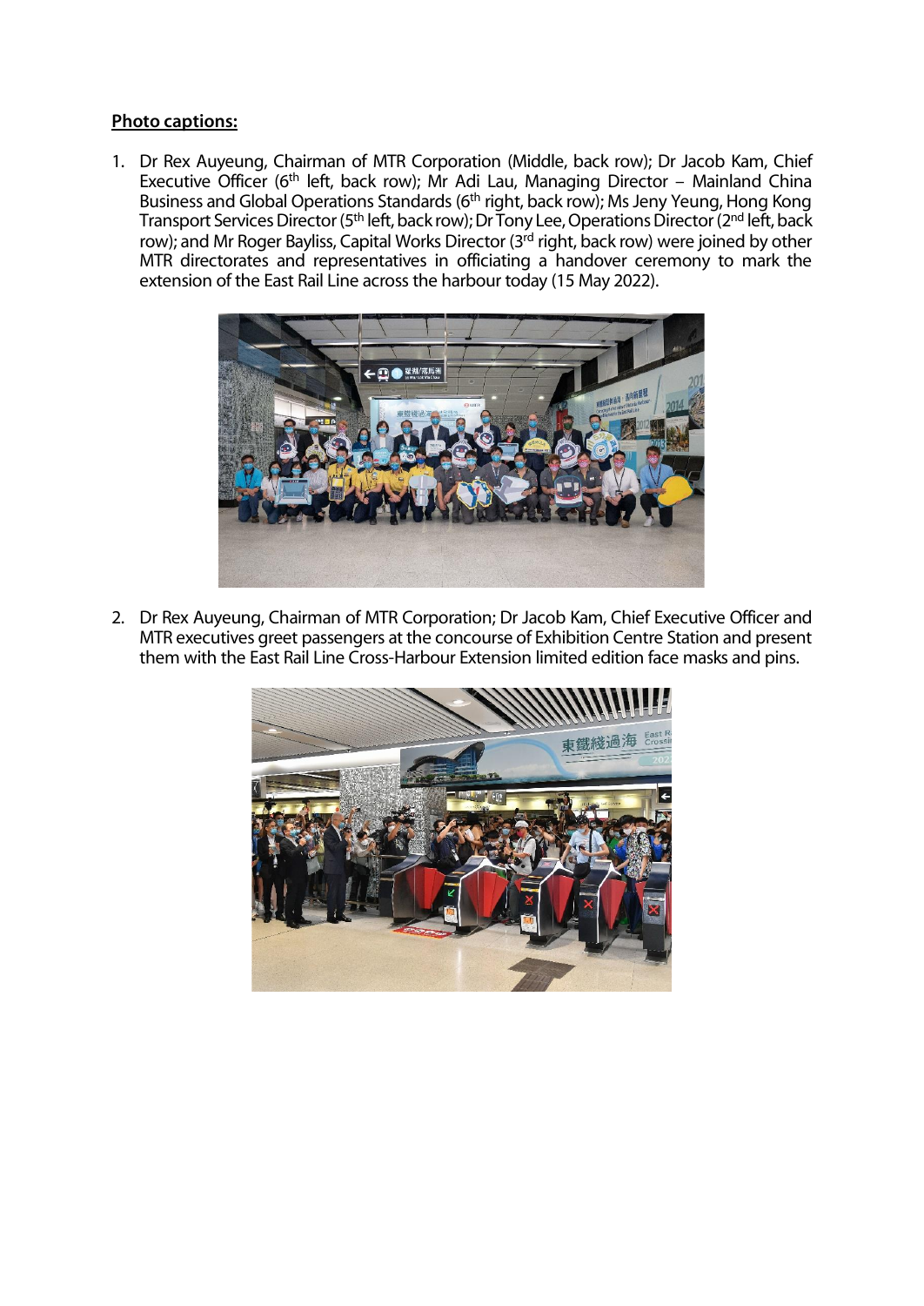**Photo captions:**

1. Dr Rex Auyeung, Chairman of MTR Corporation (Middle, back row); Dr Jacob Kam, Chief Executive Officer (6th left, back row); Mr Adi Lau, Managing Director – Mainland China Business and Global Operations Standards (6th right, back row); Ms Jeny Yeung, Hong Kong Transport Services Director (5th left, back row); Dr Tony Lee, Operations Director (2nd left, back row); and Mr Roger Bayliss, Capital Works Director (3rd right, back row) were joined by other MTR directorates and representatives in officiating a handover ceremony to mark the extension of the East Rail Line across the harbour today (15 May 2022).

2. Dr Rex Auyeung, Chairman of MTR Corporation; Dr Jacob Kam, Chief Executive Officer and MTR executives greet passengers at the concourse of Exhibition Centre Station and present them with the East Rail Line Cross-Harbour Extension limited edition face masks and pins.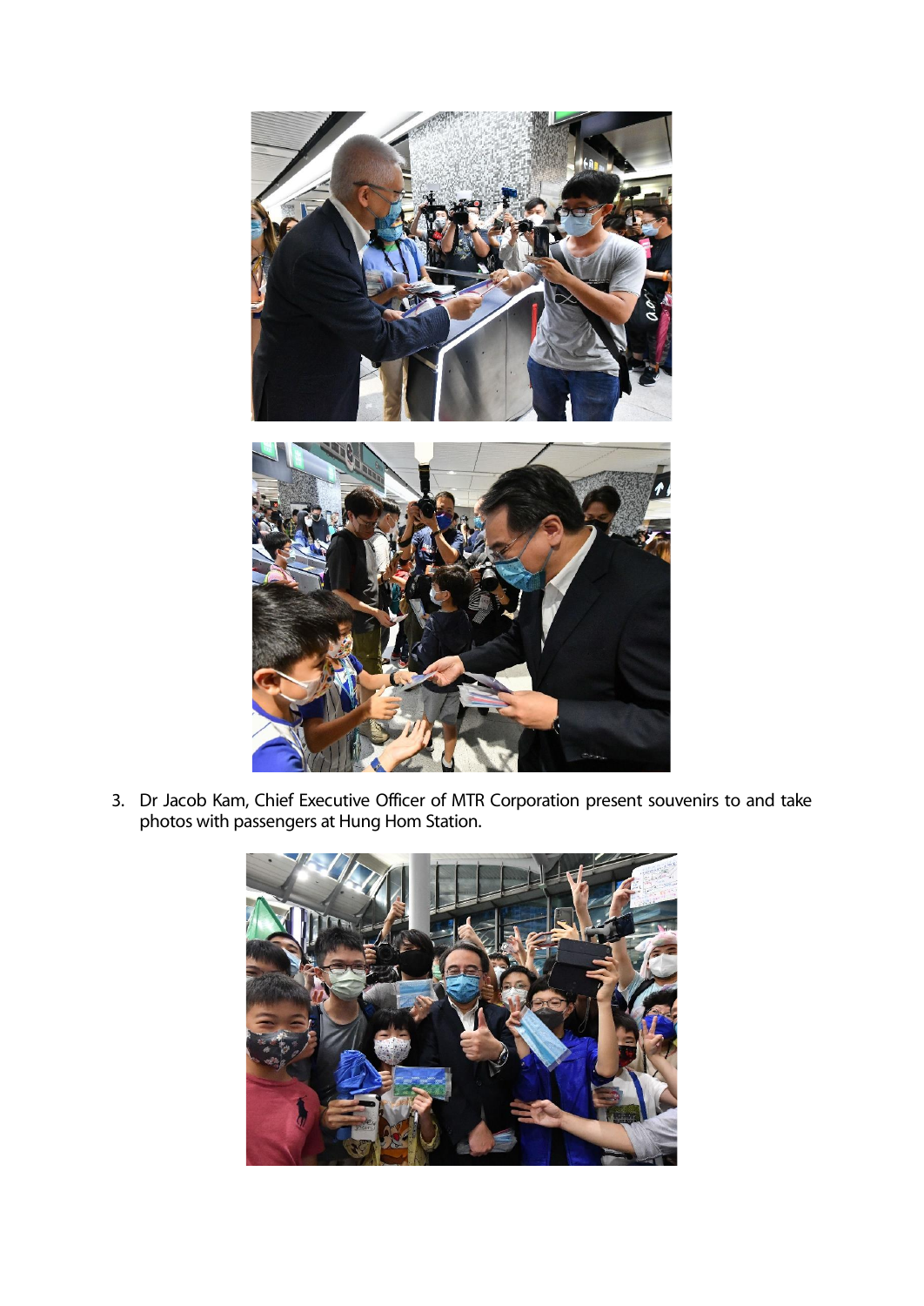3. Dr Jacob Kam, Chief Executive Officer of MTR Corporation present souvenirs to and take photos with passengers at Hung Hom Station.